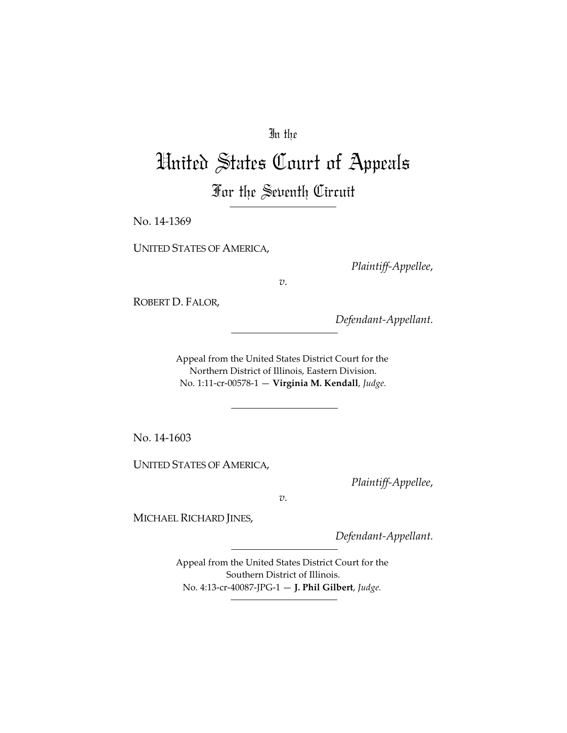In the

# United States Court of Appeals

## For the Seventh Circuit

---

No. 14-1369

UNITED STATES OF AMERICA,

*Plaintiff-Appellee*,

*v.*

ROBERT D. FALOR,

*Defendant-Appellant.*

---

Appeal from the United States District Court for the Northern District of Illinois, Eastern Division.
No. 1:11-cr-00578-1 — **Virginia M. Kendall**, *Judge.*

---

No. 14-1603

UNITED STATES OF AMERICA,

*Plaintiff-Appellee*,

*v.*

MICHAEL RICHARD JINES,

*Defendant-Appellant.*

---

Appeal from the United States District Court for the Southern District of Illinois.
No. 4:13-cr-40087-JPG-1 — **J. Phil Gilbert**, *Judge.*

---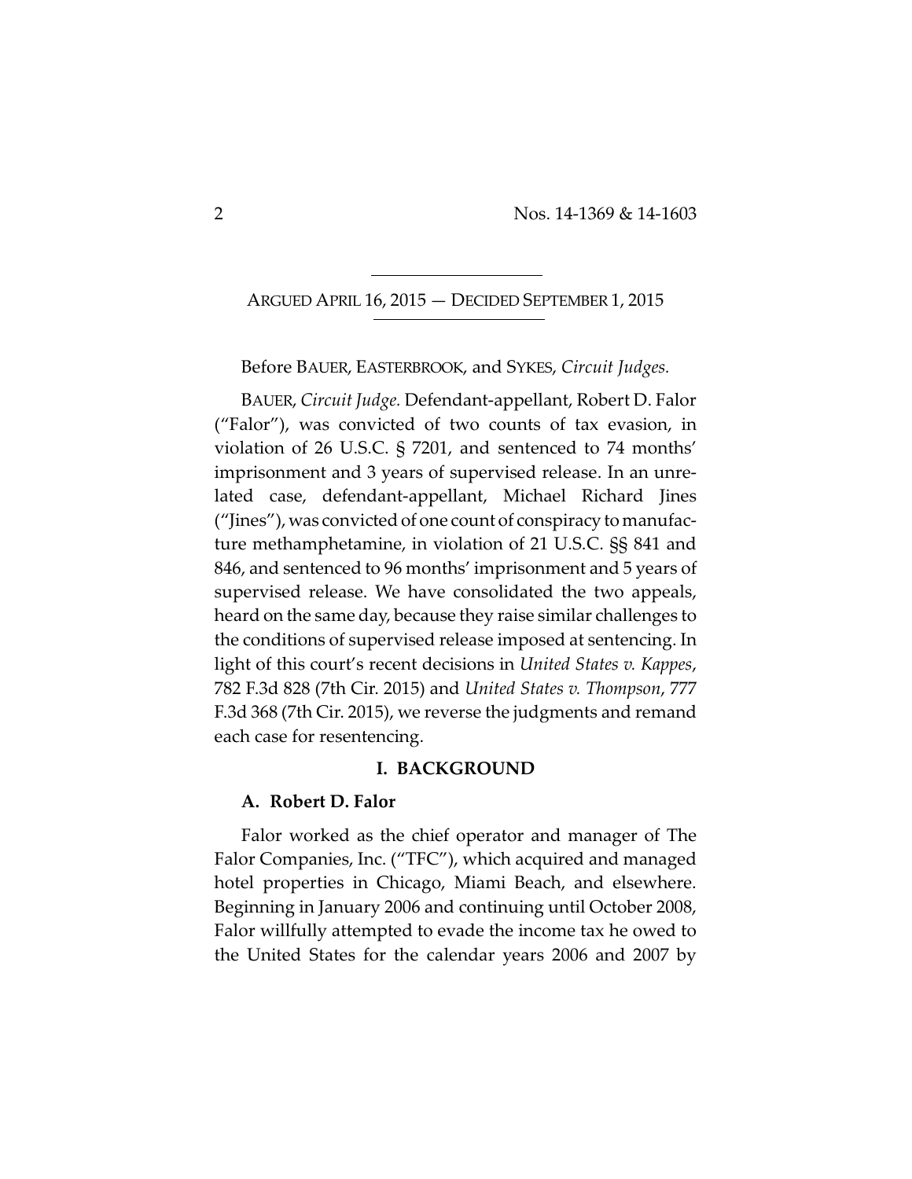ARGUED APRIL 16, 2015 — DECIDED SEPTEMBER 1, 2015

Before BAUER, EASTERBROOK, and SYKES, *Circuit Judges.*

BAUER, *Circuit Judge.* Defendant-appellant, Robert D. Falor ("Falor"), was convicted of two counts of tax evasion, in violation of 26 U.S.C. § 7201, and sentenced to 74 months' imprisonment and 3 years of supervised release. In an unrelated case, defendant-appellant, Michael Richard Jines ("Jines"), was convicted of one count of conspiracy to manufacture methamphetamine, in violation of 21 U.S.C. §§ 841 and 846, and sentenced to 96 months' imprisonment and 5 years of supervised release. We have consolidated the two appeals, heard on the same day, because they raise similar challenges to the conditions of supervised release imposed at sentencing. In light of this court's recent decisions in *United States v. Kappes*, 782 F.3d 828 (7th Cir. 2015) and *United States v. Thompson*, 777 F.3d 368 (7th Cir. 2015), we reverse the judgments and remand each case for resentencing.

## I. BACKGROUND

### A. Robert D. Falor

Falor worked as the chief operator and manager of The Falor Companies, Inc. ("TFC"), which acquired and managed hotel properties in Chicago, Miami Beach, and elsewhere. Beginning in January 2006 and continuing until October 2008, Falor willfully attempted to evade the income tax he owed to the United States for the calendar years 2006 and 2007 by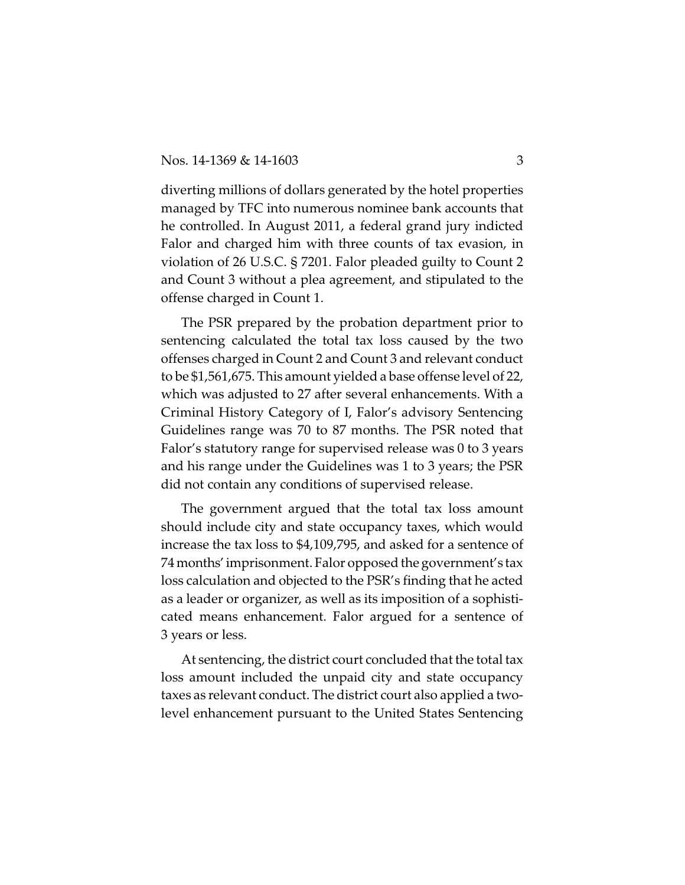diverting millions of dollars generated by the hotel properties managed by TFC into numerous nominee bank accounts that he controlled. In August 2011, a federal grand jury indicted Falor and charged him with three counts of tax evasion, in violation of 26 U.S.C. § 7201. Falor pleaded guilty to Count 2 and Count 3 without a plea agreement, and stipulated to the offense charged in Count 1.

The PSR prepared by the probation department prior to sentencing calculated the total tax loss caused by the two offenses charged in Count 2 and Count 3 and relevant conduct to be $1,561,675. This amount yielded a base offense level of 22, which was adjusted to 27 after several enhancements. With a Criminal History Category of I, Falor's advisory Sentencing Guidelines range was 70 to 87 months. The PSR noted that Falor's statutory range for supervised release was 0 to 3 years and his range under the Guidelines was 1 to 3 years; the PSR did not contain any conditions of supervised release.

The government argued that the total tax loss amount should include city and state occupancy taxes, which would increase the tax loss to $4,109,795, and asked for a sentence of 74 months' imprisonment. Falor opposed the government's tax loss calculation and objected to the PSR's finding that he acted as a leader or organizer, as well as its imposition of a sophisticated means enhancement. Falor argued for a sentence of 3 years or less.

At sentencing, the district court concluded that the total tax loss amount included the unpaid city and state occupancy taxes as relevant conduct. The district court also applied a two-level enhancement pursuant to the United States Sentencing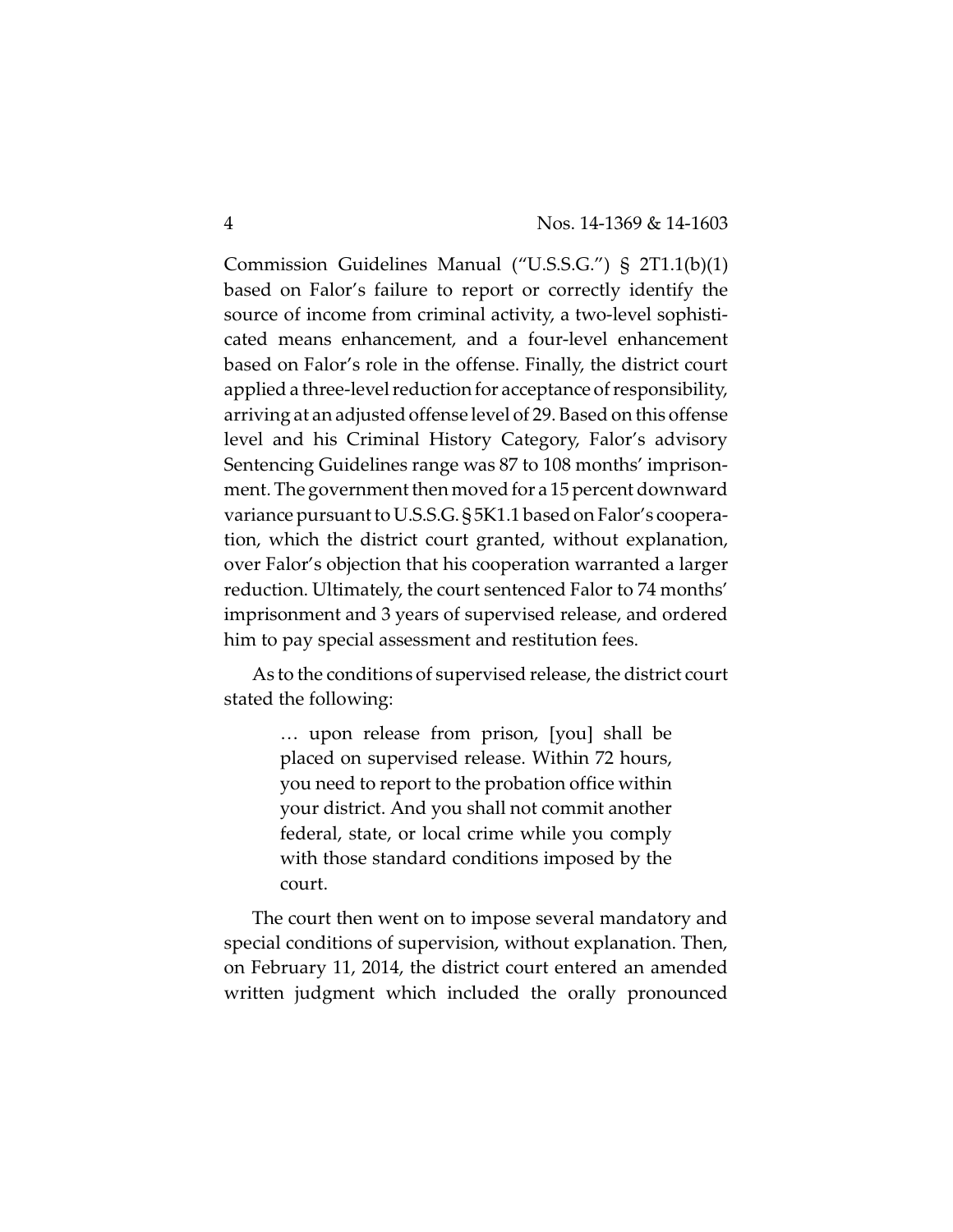Commission Guidelines Manual ("U.S.S.G.") § 2T1.1(b)(1) based on Falor's failure to report or correctly identify the source of income from criminal activity, a two-level sophisticated means enhancement, and a four-level enhancement based on Falor's role in the offense. Finally, the district court applied a three-level reduction for acceptance of responsibility, arriving at an adjusted offense level of 29. Based on this offense level and his Criminal History Category, Falor's advisory Sentencing Guidelines range was 87 to 108 months' imprisonment. The government then moved for a 15 percent downward variance pursuant to U.S.S.G. § 5K1.1 based on Falor's cooperation, which the district court granted, without explanation, over Falor's objection that his cooperation warranted a larger reduction. Ultimately, the court sentenced Falor to 74 months' imprisonment and 3 years of supervised release, and ordered him to pay special assessment and restitution fees.

As to the conditions of supervised release, the district court stated the following:

> … upon release from prison, [you] shall be placed on supervised release. Within 72 hours, you need to report to the probation office within your district. And you shall not commit another federal, state, or local crime while you comply with those standard conditions imposed by the court.

The court then went on to impose several mandatory and special conditions of supervision, without explanation. Then, on February 11, 2014, the district court entered an amended written judgment which included the orally pronounced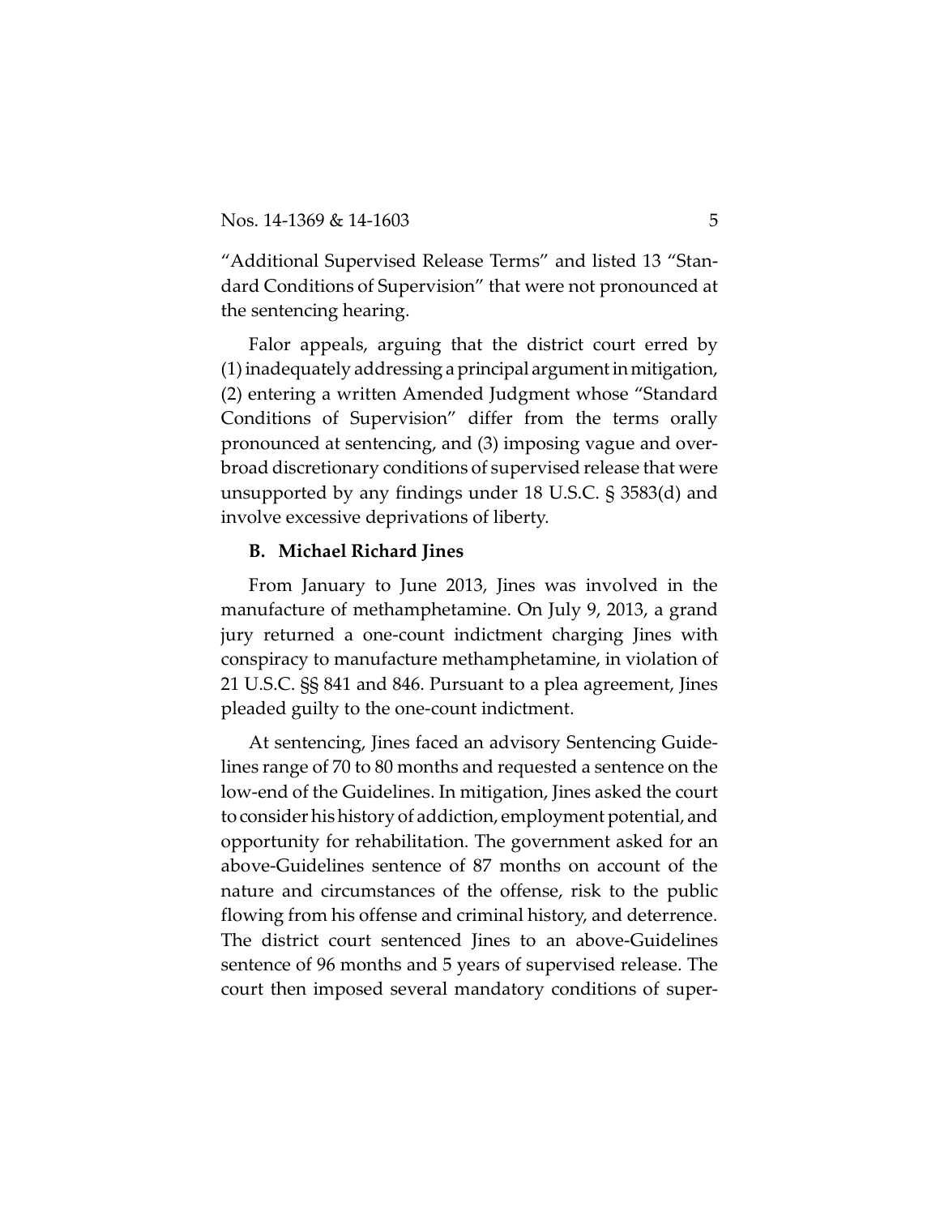"Additional Supervised Release Terms" and listed 13 "Standard Conditions of Supervision" that were not pronounced at the sentencing hearing.

Falor appeals, arguing that the district court erred by (1) inadequately addressing a principal argument in mitigation, (2) entering a written Amended Judgment whose "Standard Conditions of Supervision" differ from the terms orally pronounced at sentencing, and (3) imposing vague and overbroad discretionary conditions of supervised release that were unsupported by any findings under 18 U.S.C. § 3583(d) and involve excessive deprivations of liberty.

### B. Michael Richard Jines

From January to June 2013, Jines was involved in the manufacture of methamphetamine. On July 9, 2013, a grand jury returned a one-count indictment charging Jines with conspiracy to manufacture methamphetamine, in violation of 21 U.S.C. §§ 841 and 846. Pursuant to a plea agreement, Jines pleaded guilty to the one-count indictment.

At sentencing, Jines faced an advisory Sentencing Guidelines range of 70 to 80 months and requested a sentence on the low-end of the Guidelines. In mitigation, Jines asked the court to consider his history of addiction, employment potential, and opportunity for rehabilitation. The government asked for an above-Guidelines sentence of 87 months on account of the nature and circumstances of the offense, risk to the public flowing from his offense and criminal history, and deterrence. The district court sentenced Jines to an above-Guidelines sentence of 96 months and 5 years of supervised release. The court then imposed several mandatory conditions of super-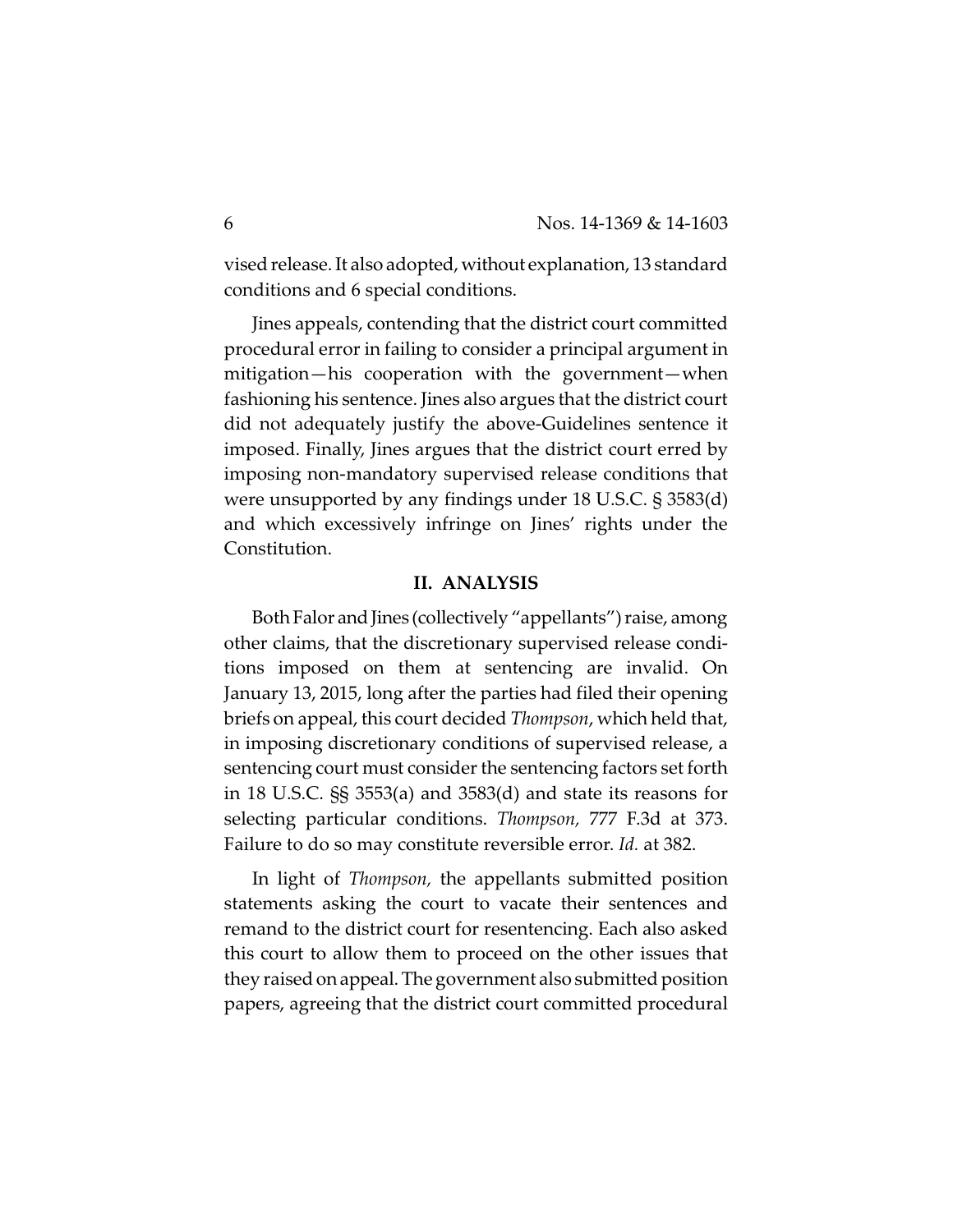vised release. It also adopted, without explanation, 13 standard conditions and 6 special conditions.

Jines appeals, contending that the district court committed procedural error in failing to consider a principal argument in mitigation—his cooperation with the government—when fashioning his sentence. Jines also argues that the district court did not adequately justify the above-Guidelines sentence it imposed. Finally, Jines argues that the district court erred by imposing non-mandatory supervised release conditions that were unsupported by any findings under 18 U.S.C. § 3583(d) and which excessively infringe on Jines' rights under the Constitution.

## II. ANALYSIS

Both Falor and Jines (collectively "appellants") raise, among other claims, that the discretionary supervised release conditions imposed on them at sentencing are invalid. On January 13, 2015, long after the parties had filed their opening briefs on appeal, this court decided *Thompson*, which held that, in imposing discretionary conditions of supervised release, a sentencing court must consider the sentencing factors set forth in 18 U.S.C. §§ 3553(a) and 3583(d) and state its reasons for selecting particular conditions. *Thompson,* 777 F.3d at 373. Failure to do so may constitute reversible error. *Id.* at 382.

In light of *Thompson,* the appellants submitted position statements asking the court to vacate their sentences and remand to the district court for resentencing. Each also asked this court to allow them to proceed on the other issues that they raised on appeal. The government also submitted position papers, agreeing that the district court committed procedural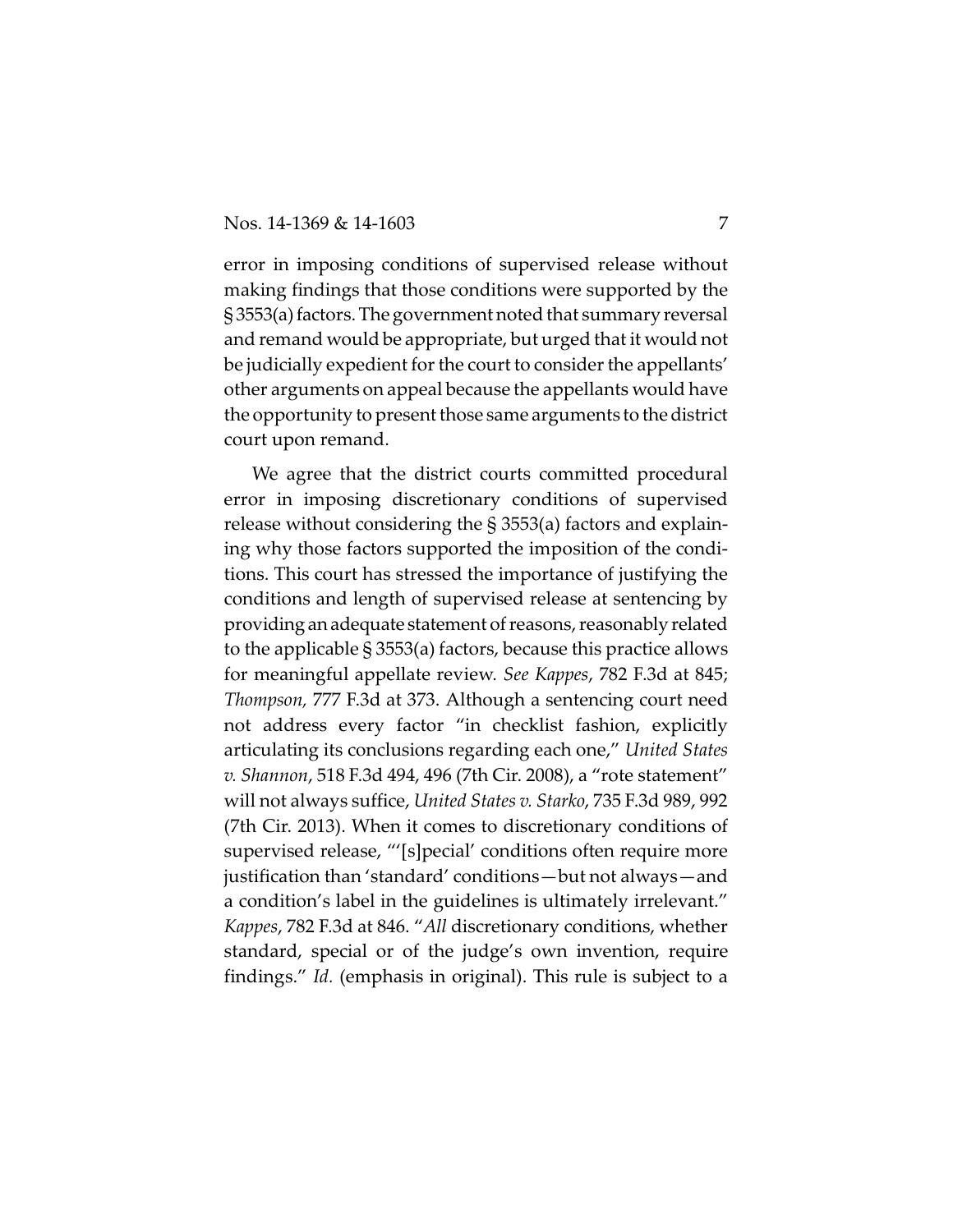error in imposing conditions of supervised release without making findings that those conditions were supported by the § 3553(a) factors. The government noted that summary reversal and remand would be appropriate, but urged that it would not be judicially expedient for the court to consider the appellants' other arguments on appeal because the appellants would have the opportunity to present those same arguments to the district court upon remand.

We agree that the district courts committed procedural error in imposing discretionary conditions of supervised release without considering the § 3553(a) factors and explaining why those factors supported the imposition of the conditions. This court has stressed the importance of justifying the conditions and length of supervised release at sentencing by providing an adequate statement of reasons, reasonably related to the applicable § 3553(a) factors, because this practice allows for meaningful appellate review. *See Kappes*, 782 F.3d at 845; *Thompson,* 777 F.3d at 373. Although a sentencing court need not address every factor "in checklist fashion, explicitly articulating its conclusions regarding each one," *United States v. Shannon*, 518 F.3d 494, 496 (7th Cir. 2008), a "rote statement" will not always suffice, *United States v. Starko*, 735 F.3d 989, 992 (7th Cir. 2013). When it comes to discretionary conditions of supervised release, "'[s]pecial' conditions often require more justification than 'standard' conditions—but not always—and a condition's label in the guidelines is ultimately irrelevant." *Kappes*, 782 F.3d at 846. "*All* discretionary conditions, whether standard, special or of the judge's own invention, require findings." *Id.* (emphasis in original). This rule is subject to a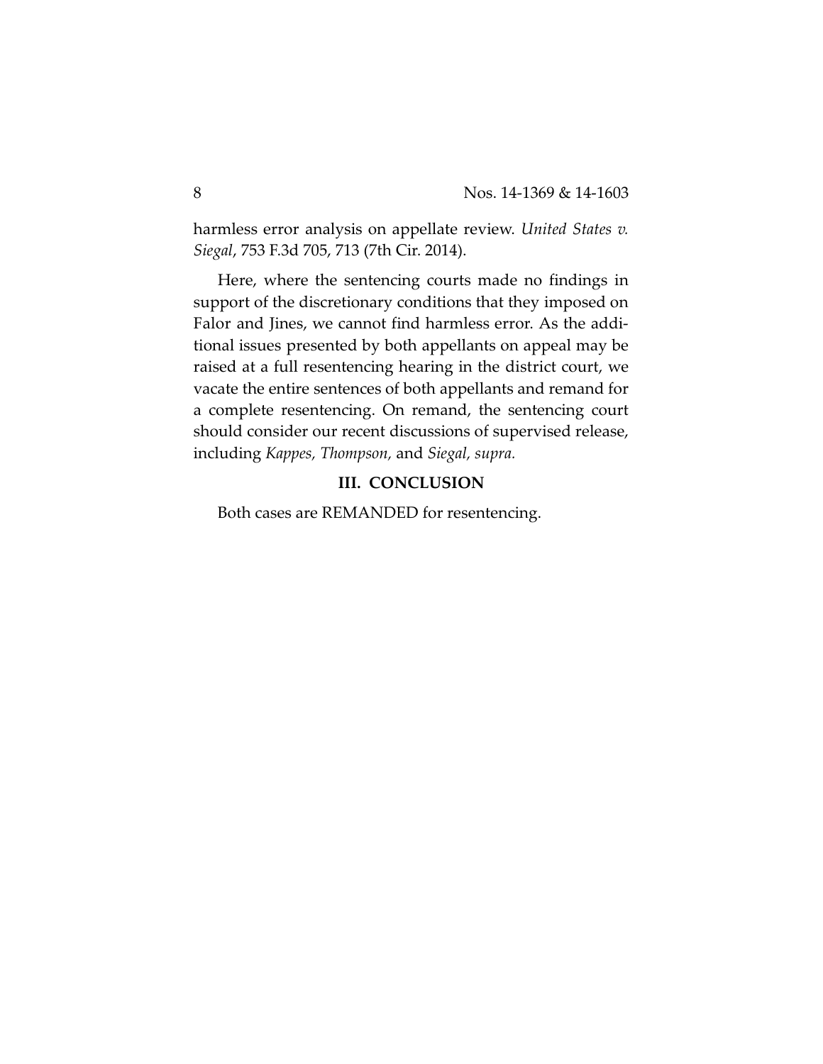harmless error analysis on appellate review. *United States v. Siegal*, 753 F.3d 705, 713 (7th Cir. 2014).

Here, where the sentencing courts made no findings in support of the discretionary conditions that they imposed on Falor and Jines, we cannot find harmless error. As the additional issues presented by both appellants on appeal may be raised at a full resentencing hearing in the district court, we vacate the entire sentences of both appellants and remand for a complete resentencing. On remand, the sentencing court should consider our recent discussions of supervised release, including *Kappes, Thompson,* and *Siegal, supra.*

### III. CONCLUSION

Both cases are REMANDED for resentencing.